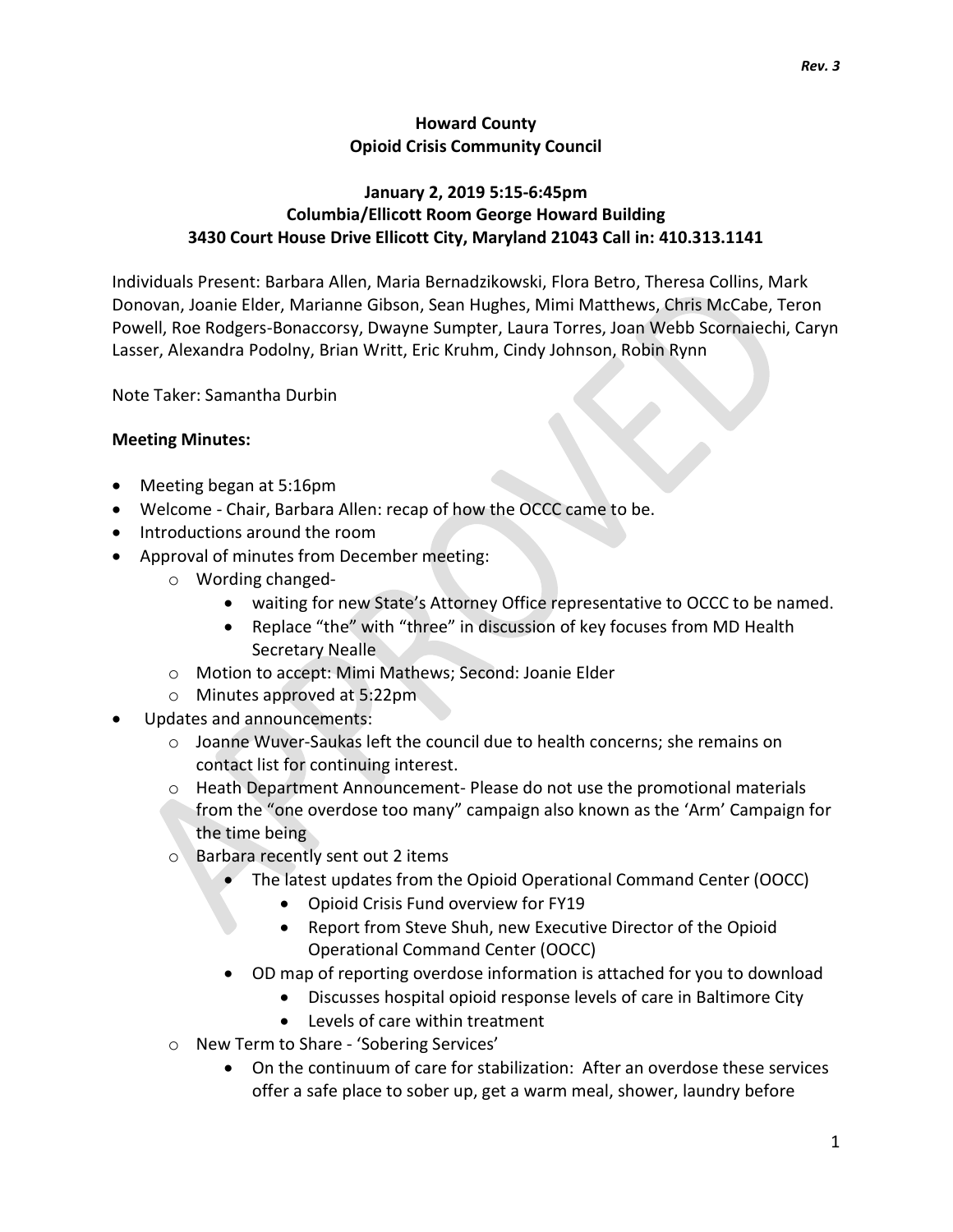**Howard County**
**Opioid Crisis Community Council**

**January 2, 2019 5:15-6:45pm**
**Columbia/Ellicott Room George Howard Building**
**3430 Court House Drive Ellicott City, Maryland 21043 Call in: 410.313.1141**

Individuals Present: Barbara Allen, Maria Bernadzikowski, Flora Betro, Theresa Collins, Mark Donovan, Joanie Elder, Marianne Gibson, Sean Hughes, Mimi Matthews, Chris McCabe, Teron Powell, Roe Rodgers-Bonaccorsy, Dwayne Sumpter, Laura Torres, Joan Webb Scornaiechi, Caryn Lasser, Alexandra Podolny, Brian Writt, Eric Kruhm, Cindy Johnson, Robin Rynn

Note Taker: Samantha Durbin

**Meeting Minutes:**

- Meeting began at 5:16pm
- Welcome - Chair, Barbara Allen: recap of how the OCCC came to be.
- Introductions around the room
- Approval of minutes from December meeting:
  - Wording changed-
    - waiting for new State's Attorney Office representative to OCCC to be named.
    - Replace "the" with "three" in discussion of key focuses from MD Health Secretary Nealle
  - Motion to accept: Mimi Mathews; Second: Joanie Elder
  - Minutes approved at 5:22pm
- Updates and announcements:
  - Joanne Wuver-Saukas left the council due to health concerns; she remains on contact list for continuing interest.
  - Heath Department Announcement- Please do not use the promotional materials from the "one overdose too many" campaign also known as the 'Arm' Campaign for the time being
  - Barbara recently sent out 2 items
    - The latest updates from the Opioid Operational Command Center (OOCC)
      - Opioid Crisis Fund overview for FY19
      - Report from Steve Shuh, new Executive Director of the Opioid Operational Command Center (OOCC)
    - OD map of reporting overdose information is attached for you to download
      - Discusses hospital opioid response levels of care in Baltimore City
      - Levels of care within treatment
  - New Term to Share - 'Sobering Services'
    - On the continuum of care for stabilization: After an overdose these services offer a safe place to sober up, get a warm meal, shower, laundry before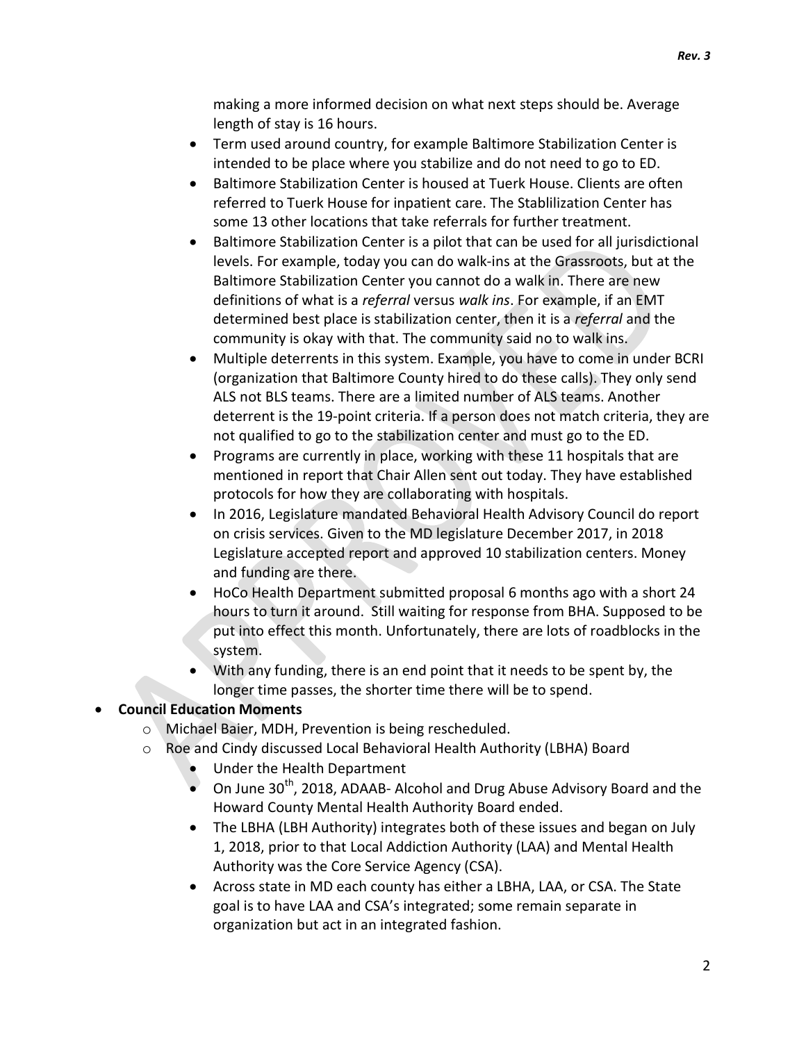making a more informed decision on what next steps should be. Average length of stay is 16 hours.

- Term used around country, for example Baltimore Stabilization Center is intended to be place where you stabilize and do not need to go to ED.
- Baltimore Stabilization Center is housed at Tuerk House. Clients are often referred to Tuerk House for inpatient care. The Stablilization Center has some 13 other locations that take referrals for further treatment.
- Baltimore Stabilization Center is a pilot that can be used for all jurisdictional levels. For example, today you can do walk-ins at the Grassroots, but at the Baltimore Stabilization Center you cannot do a walk in. There are new definitions of what is a *referral* versus *walk ins*. For example, if an EMT determined best place is stabilization center, then it is a *referral* and the community is okay with that. The community said no to walk ins.
- Multiple deterrents in this system. Example, you have to come in under BCRI (organization that Baltimore County hired to do these calls). They only send ALS not BLS teams. There are a limited number of ALS teams. Another deterrent is the 19-point criteria. If a person does not match criteria, they are not qualified to go to the stabilization center and must go to the ED.
- Programs are currently in place, working with these 11 hospitals that are mentioned in report that Chair Allen sent out today. They have established protocols for how they are collaborating with hospitals.
- In 2016, Legislature mandated Behavioral Health Advisory Council do report on crisis services. Given to the MD legislature December 2017, in 2018 Legislature accepted report and approved 10 stabilization centers. Money and funding are there.
- HoCo Health Department submitted proposal 6 months ago with a short 24 hours to turn it around. Still waiting for response from BHA. Supposed to be put into effect this month. Unfortunately, there are lots of roadblocks in the system.
- With any funding, there is an end point that it needs to be spent by, the longer time passes, the shorter time there will be to spend.

- **Council Education Moments**
  - Michael Baier, MDH, Prevention is being rescheduled.
  - Roe and Cindy discussed Local Behavioral Health Authority (LBHA) Board
    - Under the Health Department
    - On June 30th, 2018, ADAAB- Alcohol and Drug Abuse Advisory Board and the Howard County Mental Health Authority Board ended.
    - The LBHA (LBH Authority) integrates both of these issues and began on July 1, 2018, prior to that Local Addiction Authority (LAA) and Mental Health Authority was the Core Service Agency (CSA).
    - Across state in MD each county has either a LBHA, LAA, or CSA. The State goal is to have LAA and CSA's integrated; some remain separate in organization but act in an integrated fashion.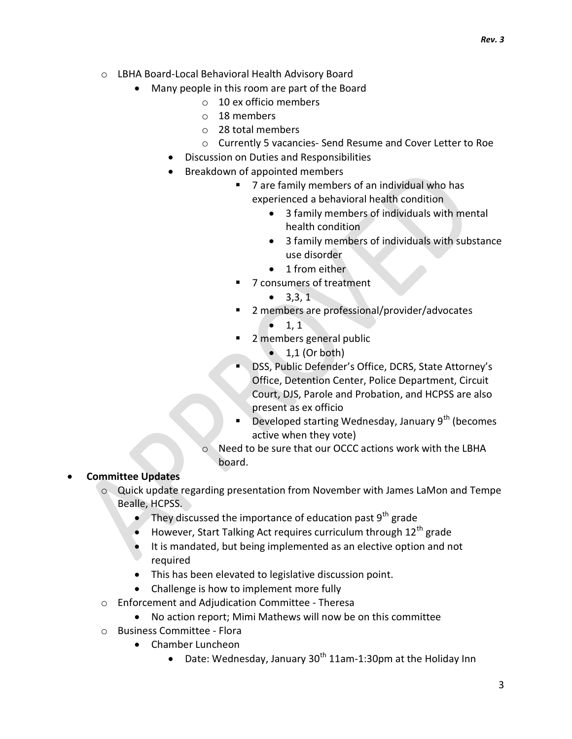- LBHA Board-Local Behavioral Health Advisory Board
  - Many people in this room are part of the Board
    - 10 ex officio members
    - 18 members
    - 28 total members
    - Currently 5 vacancies- Send Resume and Cover Letter to Roe
  - Discussion on Duties and Responsibilities
  - Breakdown of appointed members
    - 7 are family members of an individual who has experienced a behavioral health condition
      - 3 family members of individuals with mental health condition
      - 3 family members of individuals with substance use disorder
      - 1 from either
    - 7 consumers of treatment
      - 3,3, 1
    - 2 members are professional/provider/advocates
      - 1, 1
    - 2 members general public
      - 1,1 (Or both)
    - DSS, Public Defender's Office, DCRS, State Attorney's Office, Detention Center, Police Department, Circuit Court, DJS, Parole and Probation, and HCPSS are also present as ex officio
    - Developed starting Wednesday, January 9th (becomes active when they vote)
  - Need to be sure that our OCCC actions work with the LBHA board.

- **Committee Updates**
  - Quick update regarding presentation from November with James LaMon and Tempe Bealle, HCPSS.
    - They discussed the importance of education past 9th grade
    - However, Start Talking Act requires curriculum through 12th grade
    - It is mandated, but being implemented as an elective option and not required
    - This has been elevated to legislative discussion point.
    - Challenge is how to implement more fully
  - Enforcement and Adjudication Committee - Theresa
    - No action report; Mimi Mathews will now be on this committee
  - Business Committee - Flora
    - Chamber Luncheon
      - Date: Wednesday, January 30th 11am-1:30pm at the Holiday Inn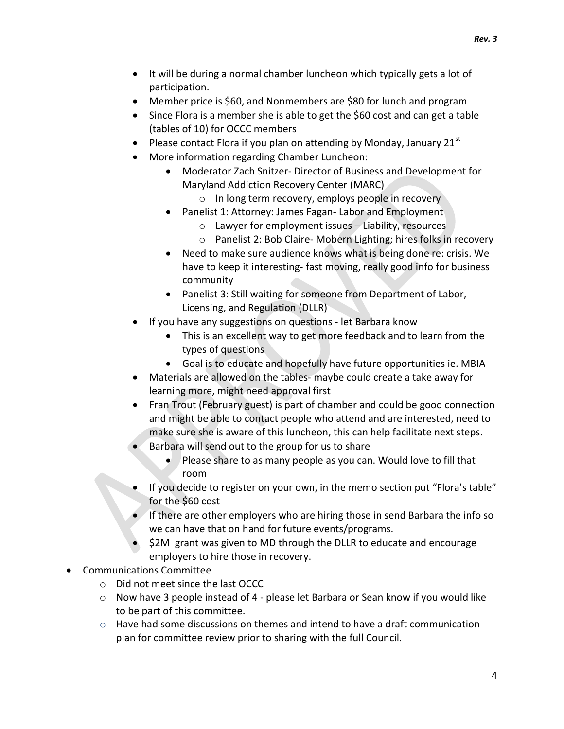- It will be during a normal chamber luncheon which typically gets a lot of participation.
- Member price is $60, and Nonmembers are $80 for lunch and program
- Since Flora is a member she is able to get the $60 cost and can get a table (tables of 10) for OCCC members
- Please contact Flora if you plan on attending by Monday, January 21st
- More information regarding Chamber Luncheon:
    - Moderator Zach Snitzer- Director of Business and Development for Maryland Addiction Recovery Center (MARC)
        - In long term recovery, employs people in recovery
    - Panelist 1: Attorney: James Fagan- Labor and Employment
        - Lawyer for employment issues – Liability, resources
        - Panelist 2: Bob Claire- Mobern Lighting; hires folks in recovery
    - Need to make sure audience knows what is being done re: crisis. We have to keep it interesting- fast moving, really good info for business community
    - Panelist 3: Still waiting for someone from Department of Labor, Licensing, and Regulation (DLLR)
- If you have any suggestions on questions - let Barbara know
    - This is an excellent way to get more feedback and to learn from the types of questions
    - Goal is to educate and hopefully have future opportunities ie. MBIA
- Materials are allowed on the tables- maybe could create a take away for learning more, might need approval first
- Fran Trout (February guest) is part of chamber and could be good connection and might be able to contact people who attend and are interested, need to make sure she is aware of this luncheon, this can help facilitate next steps.
- Barbara will send out to the group for us to share
    - Please share to as many people as you can. Would love to fill that room
- If you decide to register on your own, in the memo section put "Flora's table" for the $60 cost
- If there are other employers who are hiring those in send Barbara the info so we can have that on hand for future events/programs.
- $2M grant was given to MD through the DLLR to educate and encourage employers to hire those in recovery.

- Communications Committee
    - Did not meet since the last OCCC
    - Now have 3 people instead of 4 - please let Barbara or Sean know if you would like to be part of this committee.
    - Have had some discussions on themes and intend to have a draft communication plan for committee review prior to sharing with the full Council.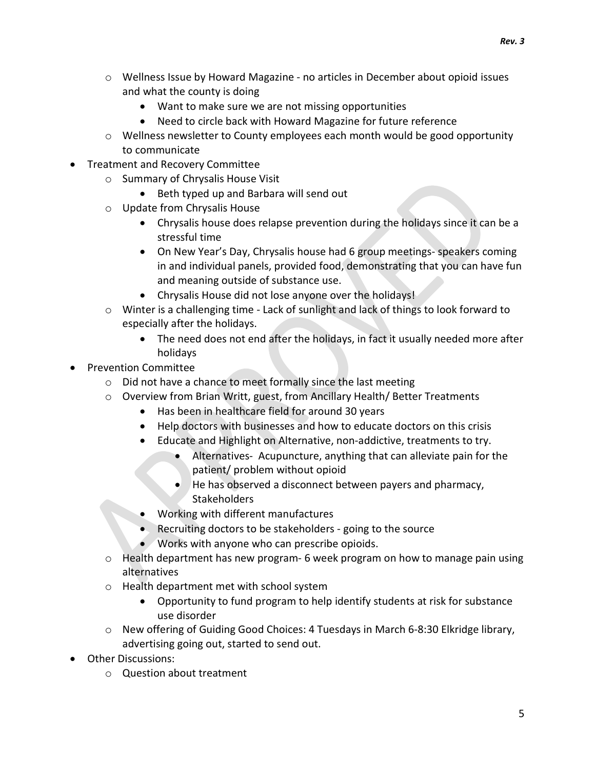- Wellness Issue by Howard Magazine - no articles in December about opioid issues and what the county is doing
  - Want to make sure we are not missing opportunities
  - Need to circle back with Howard Magazine for future reference
- Wellness newsletter to County employees each month would be good opportunity to communicate

- Treatment and Recovery Committee
  - Summary of Chrysalis House Visit
    - Beth typed up and Barbara will send out
  - Update from Chrysalis House
    - Chrysalis house does relapse prevention during the holidays since it can be a stressful time
    - On New Year's Day, Chrysalis house had 6 group meetings- speakers coming in and individual panels, provided food, demonstrating that you can have fun and meaning outside of substance use.
    - Chrysalis House did not lose anyone over the holidays!
  - Winter is a challenging time - Lack of sunlight and lack of things to look forward to especially after the holidays.
    - The need does not end after the holidays, in fact it usually needed more after holidays
- Prevention Committee
  - Did not have a chance to meet formally since the last meeting
  - Overview from Brian Writt, guest, from Ancillary Health/ Better Treatments
    - Has been in healthcare field for around 30 years
    - Help doctors with businesses and how to educate doctors on this crisis
    - Educate and Highlight on Alternative, non-addictive, treatments to try.
      - Alternatives- Acupuncture, anything that can alleviate pain for the patient/ problem without opioid
      - He has observed a disconnect between payers and pharmacy, Stakeholders
    - Working with different manufactures
    - Recruiting doctors to be stakeholders - going to the source
    - Works with anyone who can prescribe opioids.
  - Health department has new program- 6 week program on how to manage pain using alternatives
  - Health department met with school system
    - Opportunity to fund program to help identify students at risk for substance use disorder
  - New offering of Guiding Good Choices: 4 Tuesdays in March 6-8:30 Elkridge library, advertising going out, started to send out.
- Other Discussions:
  - Question about treatment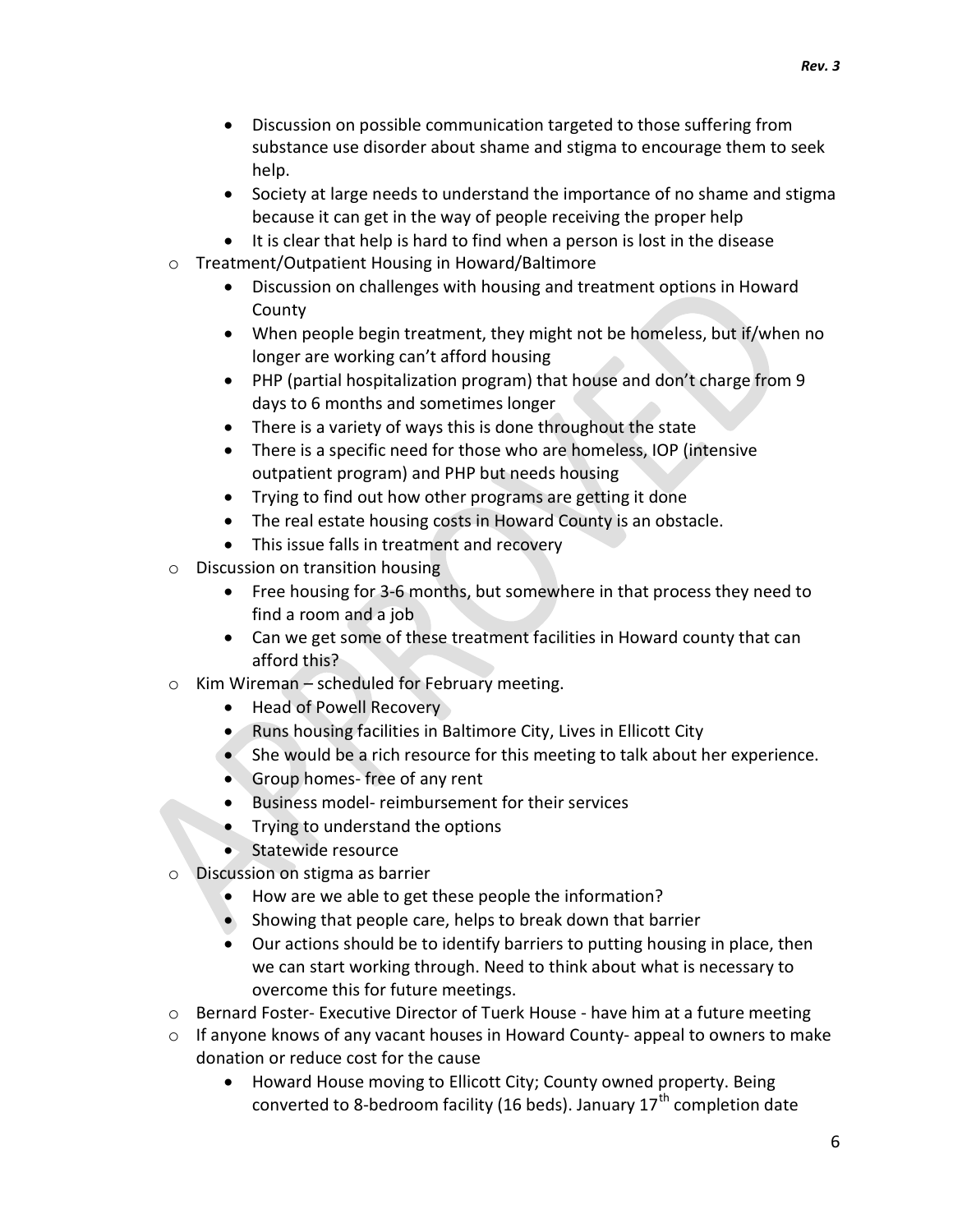- Discussion on possible communication targeted to those suffering from substance use disorder about shame and stigma to encourage them to seek help.
- Society at large needs to understand the importance of no shame and stigma because it can get in the way of people receiving the proper help
- It is clear that help is hard to find when a person is lost in the disease

- Treatment/Outpatient Housing in Howard/Baltimore
  - Discussion on challenges with housing and treatment options in Howard County
  - When people begin treatment, they might not be homeless, but if/when no longer are working can't afford housing
  - PHP (partial hospitalization program) that house and don't charge from 9 days to 6 months and sometimes longer
  - There is a variety of ways this is done throughout the state
  - There is a specific need for those who are homeless, IOP (intensive outpatient program) and PHP but needs housing
  - Trying to find out how other programs are getting it done
  - The real estate housing costs in Howard County is an obstacle.
  - This issue falls in treatment and recovery
- Discussion on transition housing
  - Free housing for 3-6 months, but somewhere in that process they need to find a room and a job
  - Can we get some of these treatment facilities in Howard county that can afford this?
- Kim Wireman – scheduled for February meeting.
  - Head of Powell Recovery
  - Runs housing facilities in Baltimore City, Lives in Ellicott City
  - She would be a rich resource for this meeting to talk about her experience.
  - Group homes- free of any rent
  - Business model- reimbursement for their services
  - Trying to understand the options
  - Statewide resource
- Discussion on stigma as barrier
  - How are we able to get these people the information?
  - Showing that people care, helps to break down that barrier
  - Our actions should be to identify barriers to putting housing in place, then we can start working through. Need to think about what is necessary to overcome this for future meetings.
- Bernard Foster- Executive Director of Tuerk House - have him at a future meeting
- If anyone knows of any vacant houses in Howard County- appeal to owners to make donation or reduce cost for the cause
  - Howard House moving to Ellicott City; County owned property. Being converted to 8-bedroom facility (16 beds). January 17th completion date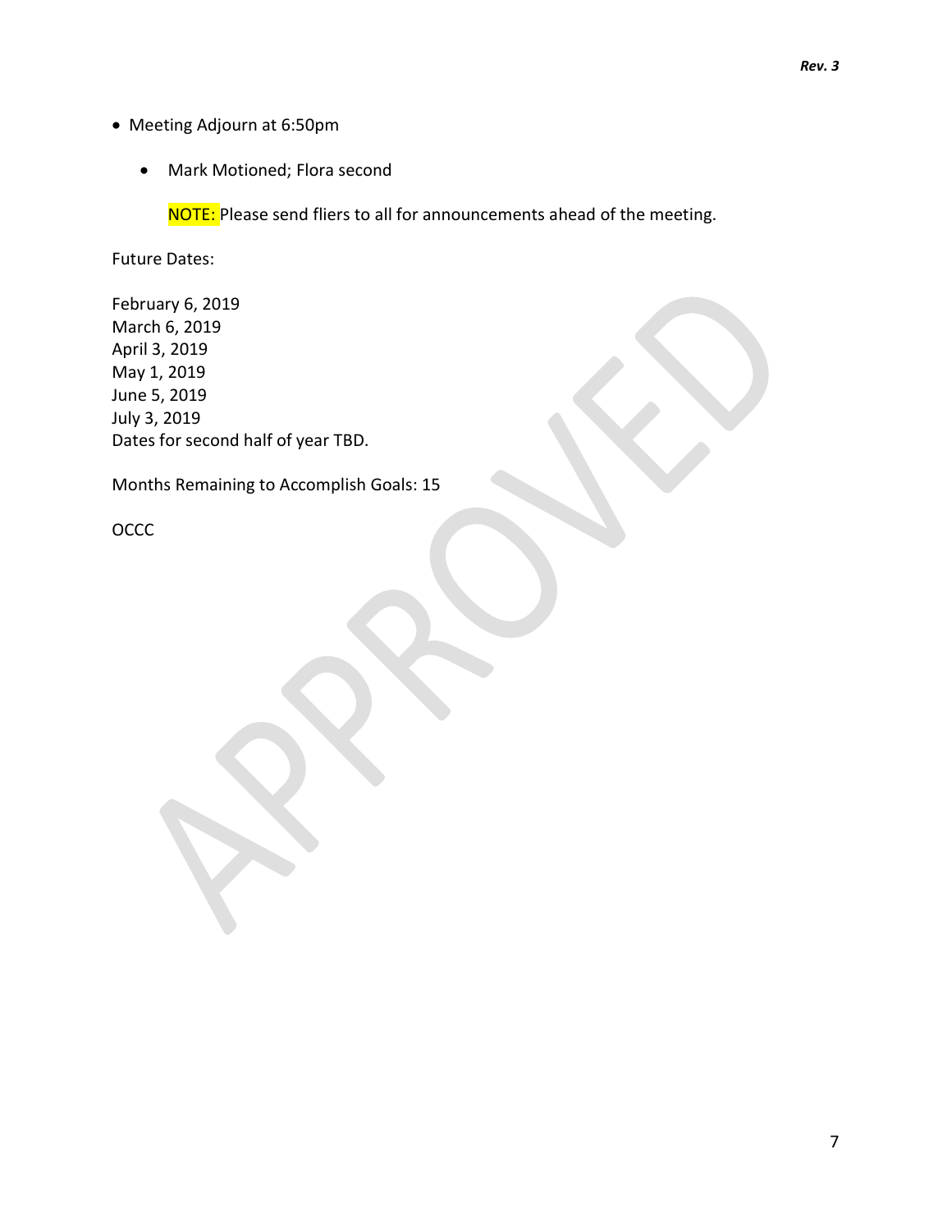- Meeting Adjourn at 6:50pm
  - Mark Motioned; Flora second

    NOTE: Please send fliers to all for announcements ahead of the meeting.

Future Dates:

February 6, 2019
March 6, 2019
April 3, 2019
May 1, 2019
June 5, 2019
July 3, 2019
Dates for second half of year TBD.

Months Remaining to Accomplish Goals: 15

OCCC